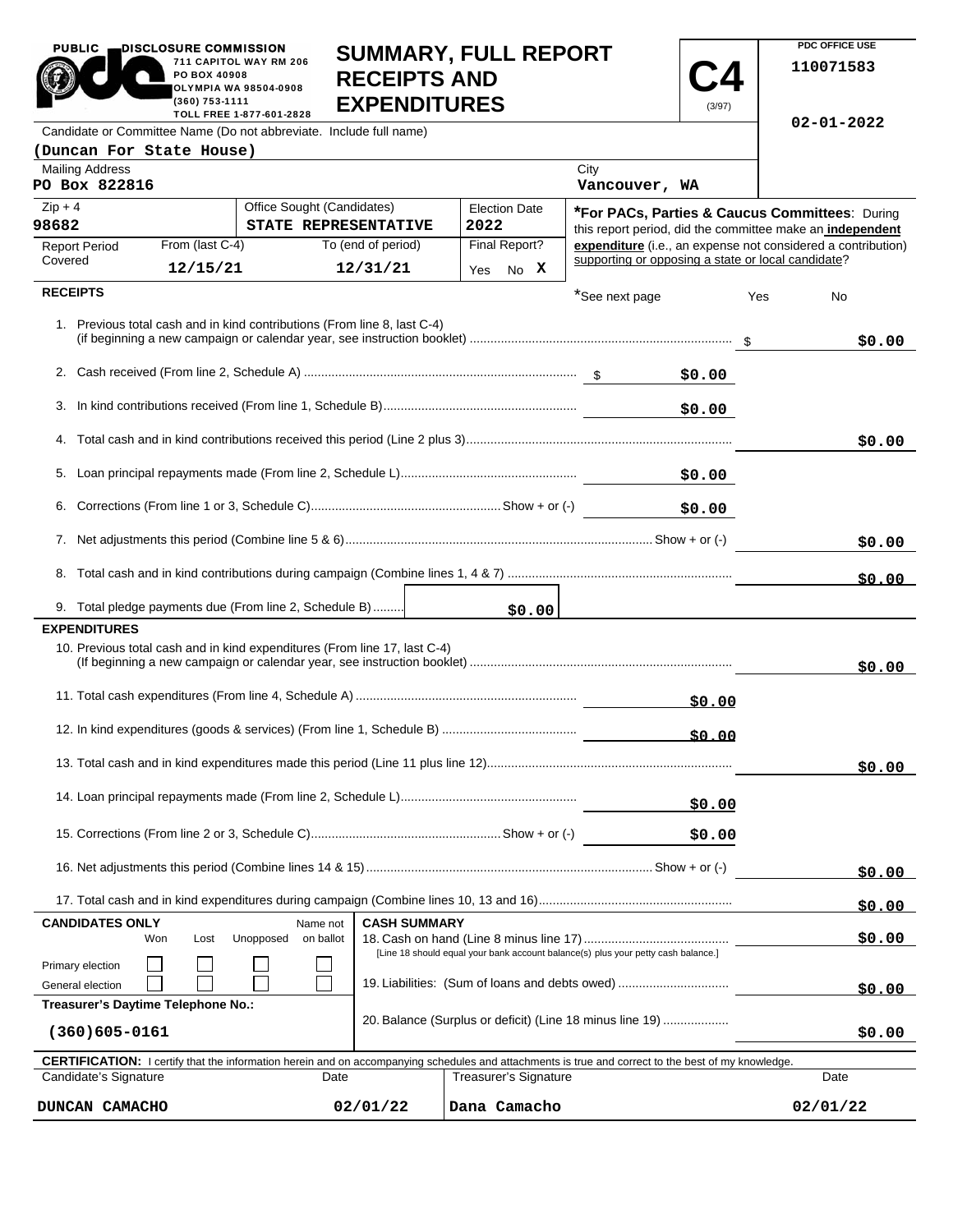PUBLIC DISCLOSURE COMMISSION
711 CAPITOL WAY RM 206
PO BOX 40908
OLYMPIA WA 98504-0908
(360) 753-1111
TOLL FREE 1-877-601-2828

# SUMMARY, FULL REPORT RECEIPTS AND EXPENDITURES

**C4** (3/97)

PDC OFFICE USE
110071583
02-01-2022

Candidate or Committee Name (Do not abbreviate. Include full name)
**(Duncan For State House)**

Mailing Address: **PO Box 822816**
City: **Vancouver, WA**
Zip + 4: **98682**
Office Sought (Candidates): **STATE REPRESENTATIVE**
Election Date: **2022**

Report Period Covered: From (last C-4) **12/15/21** To (end of period) **12/31/21**
Final Report? Yes No **X**

***For PACs, Parties & Caucus Committees**: During this report period, did the committee make an **independent expenditure** (i.e., an expense not considered a contribution) supporting or opposing a state or local candidate?
*See next page Yes No

## RECEIPTS

| Line | | |
|---|---|---|
| 1. Previous total cash and in kind contributions (From line 8, last C-4) (if beginning a new campaign or calendar year, see instruction booklet) | | $0.00 |
| 2. Cash received (From line 2, Schedule A) | $0.00 | |
| 3. In kind contributions received (From line 1, Schedule B) | $0.00 | |
| 4. Total cash and in kind contributions received this period (Line 2 plus 3) | | $0.00 |
| 5. Loan principal repayments made (From line 2, Schedule L) | $0.00 | |
| 6. Corrections (From line 1 or 3, Schedule C) Show + or (-) | $0.00 | |
| 7. Net adjustments this period (Combine line 5 & 6) Show + or (-) | | $0.00 |
| 8. Total cash and in kind contributions during campaign (Combine lines 1, 4 & 7) | | $0.00 |
| 9. Total pledge payments due (From line 2, Schedule B) | $0.00 | |

## EXPENDITURES

| Line | | |
|---|---|---|
| 10. Previous total cash and in kind expenditures (From line 17, last C-4) (If beginning a new campaign or calendar year, see instruction booklet) | | $0.00 |
| 11. Total cash expenditures (From line 4, Schedule A) | $0.00 | |
| 12. In kind expenditures (goods & services) (From line 1, Schedule B) | $0.00 | |
| 13. Total cash and in kind expenditures made this period (Line 11 plus line 12) | | $0.00 |
| 14. Loan principal repayments made (From line 2, Schedule L) | $0.00 | |
| 15. Corrections (From line 2 or 3, Schedule C) Show + or (-) | $0.00 | |
| 16. Net adjustments this period (Combine lines 14 & 15) Show + or (-) | | $0.00 |
| 17. Total cash and in kind expenditures during campaign (Combine lines 10, 13 and 16) | | $0.00 |

**CANDIDATES ONLY**

| | Won | Lost | Unopposed | Name not on ballot |
|---|---|---|---|---|
| Primary election | ☐ | ☐ | ☐ | ☐ |
| General election | ☐ | ☐ | ☐ | ☐ |

**Treasurer's Daytime Telephone No.:** (360)605-0161

**CASH SUMMARY**

| Line | |
|---|---|
| 18. Cash on hand (Line 8 minus line 17) [Line 18 should equal your bank account balance(s) plus your petty cash balance.] | $0.00 |
| 19. Liabilities: (Sum of loans and debts owed) | $0.00 |
| 20. Balance (Surplus or deficit) (Line 18 minus line 19) | $0.00 |

**CERTIFICATION:** I certify that the information herein and on accompanying schedules and attachments is true and correct to the best of my knowledge.

| Candidate's Signature | Date | Treasurer's Signature | Date |
|---|---|---|---|
| DUNCAN CAMACHO | 02/01/22 | Dana Camacho | 02/01/22 |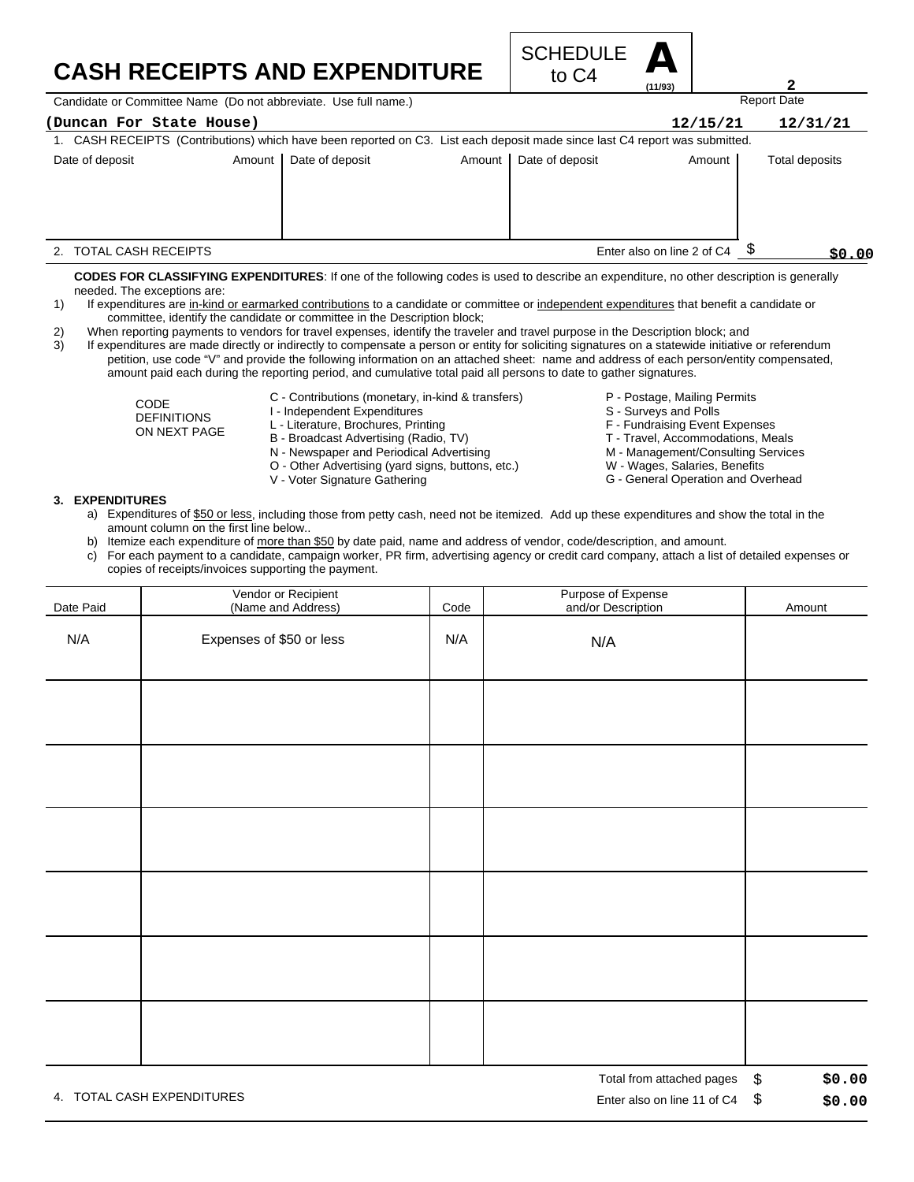# CASH RECEIPTS AND EXPENDITURE

SCHEDULE **A** to C4 (11/93)

2

Candidate or Committee Name (Do not abbreviate. Use full name.) | Report Date

**(Duncan For State House)** **12/15/21** **12/31/21**

1. CASH RECEIPTS (Contributions) which have been reported on C3. List each deposit made since last C4 report was submitted.

| Date of deposit | Amount | Date of deposit | Amount | Date of deposit | Amount | Total deposits |
|---|---|---|---|---|---|---|
| | | | | | | |

2. TOTAL CASH RECEIPTS Enter also on line 2 of C4 $ **$0.00**

**CODES FOR CLASSIFYING EXPENDITURES**: If one of the following codes is used to describe an expenditure, no other description is generally needed. The exceptions are:

1) If expenditures are in-kind or earmarked contributions to a candidate or committee or independent expenditures that benefit a candidate or committee, identify the candidate or committee in the Description block;
2) When reporting payments to vendors for travel expenses, identify the traveler and travel purpose in the Description block; and
3) If expenditures are made directly or indirectly to compensate a person or entity for soliciting signatures on a statewide initiative or referendum petition, use code "V" and provide the following information on an attached sheet: name and address of each person/entity compensated, amount paid each during the reporting period, and cumulative total paid all persons to date to gather signatures.

CODE DEFINITIONS ON NEXT PAGE

- C - Contributions (monetary, in-kind & transfers)
- I - Independent Expenditures
- L - Literature, Brochures, Printing
- B - Broadcast Advertising (Radio, TV)
- N - Newspaper and Periodical Advertising
- O - Other Advertising (yard signs, buttons, etc.)
- V - Voter Signature Gathering
- P - Postage, Mailing Permits
- S - Surveys and Polls
- F - Fundraising Event Expenses
- T - Travel, Accommodations, Meals
- M - Management/Consulting Services
- W - Wages, Salaries, Benefits
- G - General Operation and Overhead

**3. EXPENDITURES**

a) Expenditures of $50 or less, including those from petty cash, need not be itemized. Add up these expenditures and show the total in the amount column on the first line below..

b) Itemize each expenditure of more than $50 by date paid, name and address of vendor, code/description, and amount.

c) For each payment to a candidate, campaign worker, PR firm, advertising agency or credit card company, attach a list of detailed expenses or copies of receipts/invoices supporting the payment.

| Date Paid | Vendor or Recipient (Name and Address) | Code | Purpose of Expense and/or Description | Amount |
|---|---|---|---|---|
| N/A | Expenses of $50 or less | N/A | N/A | |
| | | | | |
| | | | | |
| | | | | |
| | | | | |
| | | | | |
| | | | | |

Total from attached pages $ **$0.00**

4. TOTAL CASH EXPENDITURES Enter also on line 11 of C4 $ **$0.00**